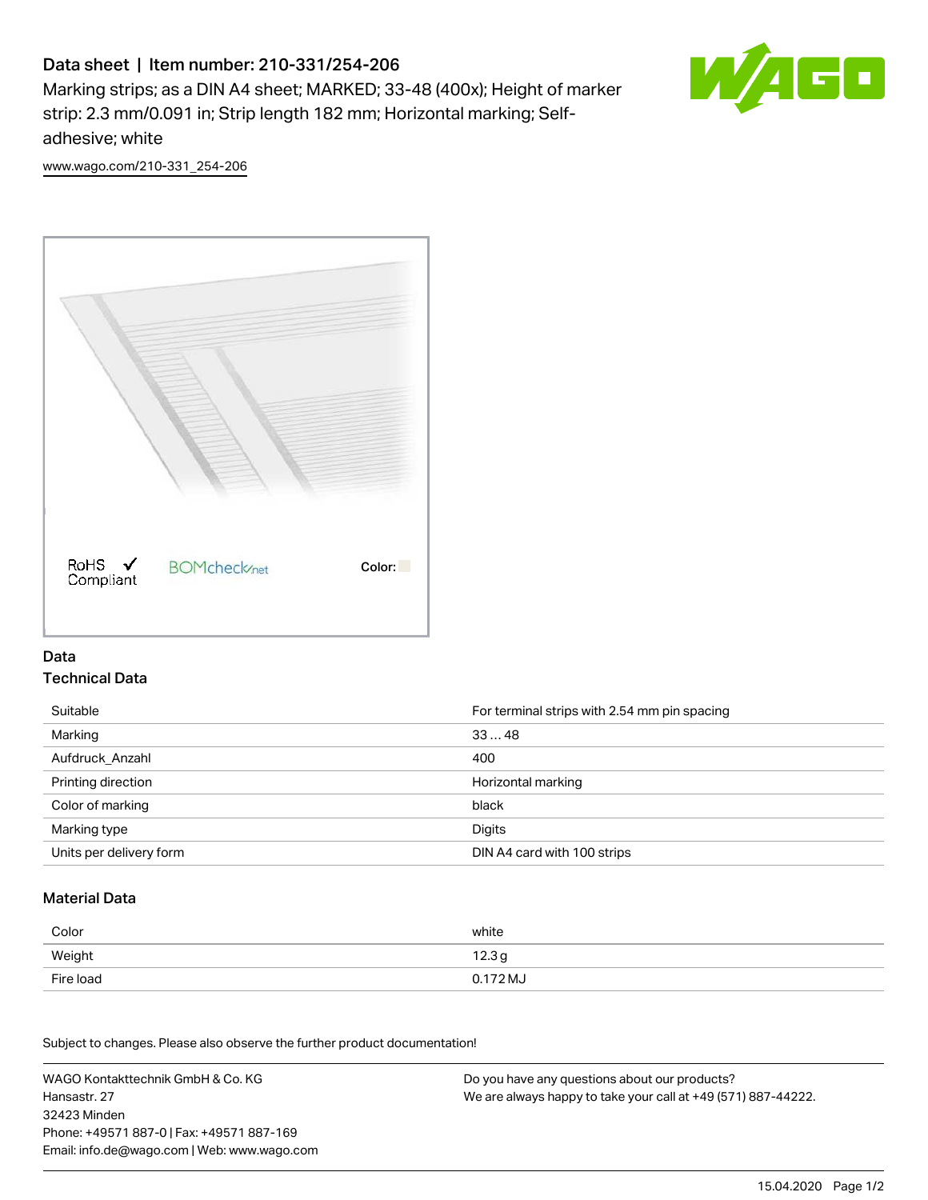# Data sheet | Item number: 210-331/254-206

Marking strips; as a DIN A4 sheet; MARKED; 33-48 (400x); Height of marker strip: 2.3 mm/0.091 in; Strip length 182 mm; Horizontal marking; Self-adhesive; white

www.wago.com/210-331_254-206

RoHS ✓ Compliant BOMcheck.net Color:

## Data

### Technical Data

| | |
|---|---|
| Suitable | For terminal strips with 2.54 mm pin spacing |
| Marking | 33 … 48 |
| Aufdruck_Anzahl | 400 |
| Printing direction | Horizontal marking |
| Color of marking | black |
| Marking type | Digits |
| Units per delivery form | DIN A4 card with 100 strips |

### Material Data

| | |
|---|---|
| Color | white |
| Weight | 12.3 g |
| Fire load | 0.172 MJ |

Subject to changes. Please also observe the further product documentation!

WAGO Kontakttechnik GmbH & Co. KG
Hansastr. 27
32423 Minden
Phone: +49571 887-0 | Fax: +49571 887-169
Email: info.de@wago.com | Web: www.wago.com

Do you have any questions about our products?
We are always happy to take your call at +49 (571) 887-44222.

15.04.2020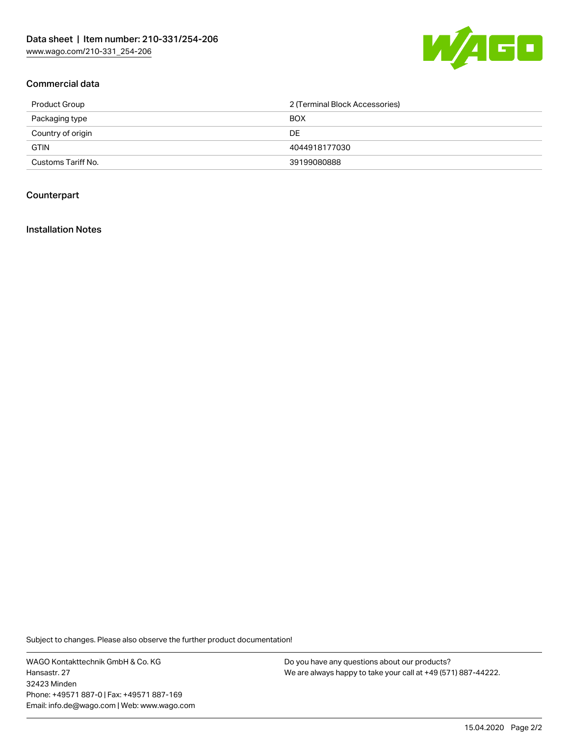## Commercial data

| | |
|---|---|
| Product Group | 2 (Terminal Block Accessories) |
| Packaging type | BOX |
| Country of origin | DE |
| GTIN | 4044918177030 |
| Customs Tariff No. | 39199080888 |

## Counterpart

## Installation Notes

Subject to changes. Please also observe the further product documentation!

WAGO Kontakttechnik GmbH & Co. KG
Hansastr. 27
32423 Minden
Phone: +49571 887-0 | Fax: +49571 887-169
Email: info.de@wago.com | Web: www.wago.com

Do you have any questions about our products?
We are always happy to take your call at +49 (571) 887-44222.